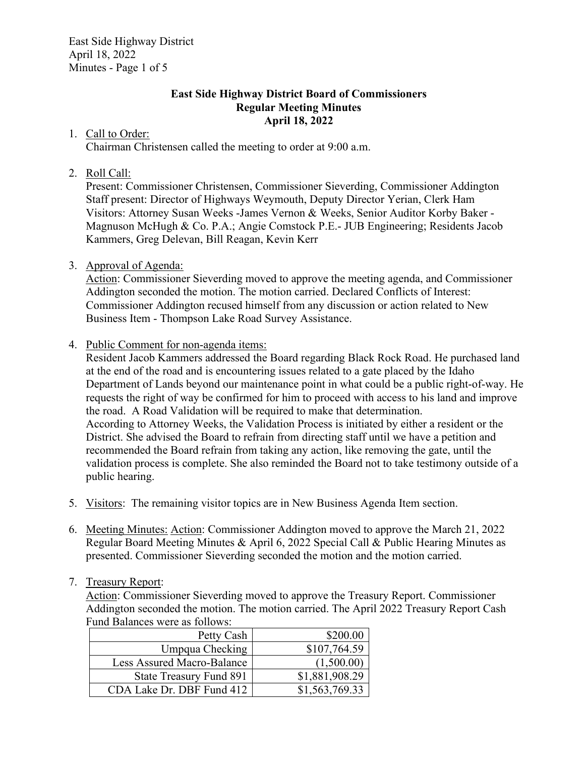## East Side Highway District Board of Commissioners
## Regular Meeting Minutes
## April 18, 2022

1. Call to Order:
   Chairman Christensen called the meeting to order at 9:00 a.m.

2. Roll Call:
   Present: Commissioner Christensen, Commissioner Sieverding, Commissioner Addington
   Staff present: Director of Highways Weymouth, Deputy Director Yerian, Clerk Ham
   Visitors: Attorney Susan Weeks -James Vernon & Weeks, Senior Auditor Korby Baker - Magnuson McHugh & Co. P.A.; Angie Comstock P.E.- JUB Engineering; Residents Jacob Kammers, Greg Delevan, Bill Reagan, Kevin Kerr

3. Approval of Agenda:
   Action: Commissioner Sieverding moved to approve the meeting agenda, and Commissioner Addington seconded the motion. The motion carried. Declared Conflicts of Interest: Commissioner Addington recused himself from any discussion or action related to New Business Item - Thompson Lake Road Survey Assistance.

4. Public Comment for non-agenda items:
   Resident Jacob Kammers addressed the Board regarding Black Rock Road. He purchased land at the end of the road and is encountering issues related to a gate placed by the Idaho Department of Lands beyond our maintenance point in what could be a public right-of-way. He requests the right of way be confirmed for him to proceed with access to his land and improve the road. A Road Validation will be required to make that determination.
   According to Attorney Weeks, the Validation Process is initiated by either a resident or the District. She advised the Board to refrain from directing staff until we have a petition and recommended the Board refrain from taking any action, like removing the gate, until the validation process is complete. She also reminded the Board not to take testimony outside of a public hearing.

5. Visitors: The remaining visitor topics are in New Business Agenda Item section.

6. Meeting Minutes: Action: Commissioner Addington moved to approve the March 21, 2022 Regular Board Meeting Minutes & April 6, 2022 Special Call & Public Hearing Minutes as presented. Commissioner Sieverding seconded the motion and the motion carried.

7. Treasury Report:
   Action: Commissioner Sieverding moved to approve the Treasury Report. Commissioner Addington seconded the motion. The motion carried. The April 2022 Treasury Report Cash Fund Balances were as follows:

| | |
|---:|---:|
| Petty Cash | $200.00 |
| Umpqua Checking | $107,764.59 |
| Less Assured Macro-Balance | (1,500.00) |
| State Treasury Fund 891 | $1,881,908.29 |
| CDA Lake Dr. DBF Fund 412 | $1,563,769.33 |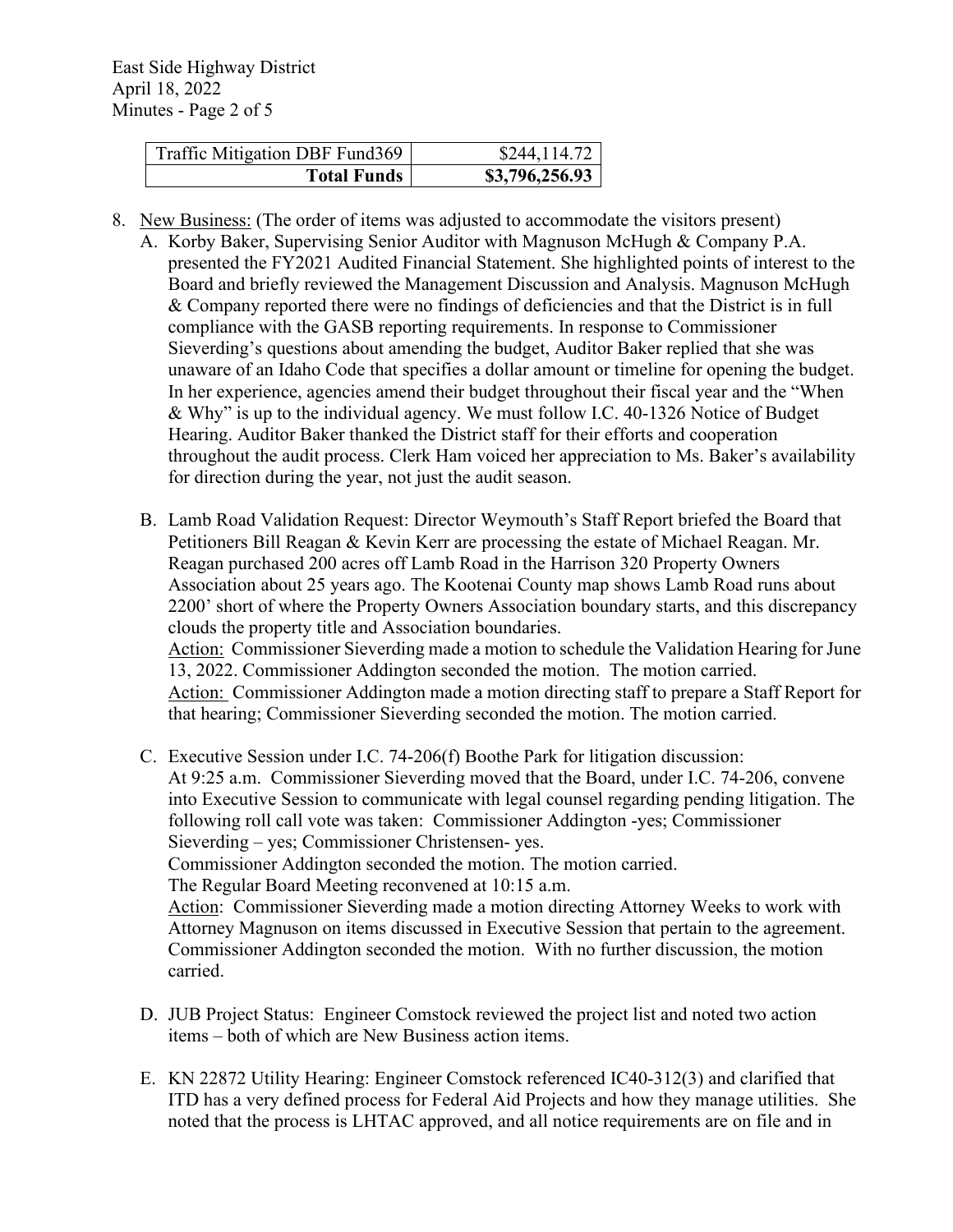| Traffic Mitigation DBF Fund369 | $244,114.72 |
|---|---|
| **Total Funds** | **$3,796,256.93** |

8. New Business: (The order of items was adjusted to accommodate the visitors present)

   A. Korby Baker, Supervising Senior Auditor with Magnuson McHugh & Company P.A. presented the FY2021 Audited Financial Statement. She highlighted points of interest to the Board and briefly reviewed the Management Discussion and Analysis. Magnuson McHugh & Company reported there were no findings of deficiencies and that the District is in full compliance with the GASB reporting requirements. In response to Commissioner Sieverding's questions about amending the budget, Auditor Baker replied that she was unaware of an Idaho Code that specifies a dollar amount or timeline for opening the budget. In her experience, agencies amend their budget throughout their fiscal year and the "When & Why" is up to the individual agency. We must follow I.C. 40-1326 Notice of Budget Hearing. Auditor Baker thanked the District staff for their efforts and cooperation throughout the audit process. Clerk Ham voiced her appreciation to Ms. Baker's availability for direction during the year, not just the audit season.

   B. Lamb Road Validation Request: Director Weymouth's Staff Report briefed the Board that Petitioners Bill Reagan & Kevin Kerr are processing the estate of Michael Reagan. Mr. Reagan purchased 200 acres off Lamb Road in the Harrison 320 Property Owners Association about 25 years ago. The Kootenai County map shows Lamb Road runs about 2200' short of where the Property Owners Association boundary starts, and this discrepancy clouds the property title and Association boundaries.
   Action: Commissioner Sieverding made a motion to schedule the Validation Hearing for June 13, 2022. Commissioner Addington seconded the motion. The motion carried.
   Action: Commissioner Addington made a motion directing staff to prepare a Staff Report for that hearing; Commissioner Sieverding seconded the motion. The motion carried.

   C. Executive Session under I.C. 74-206(f) Boothe Park for litigation discussion:
   At 9:25 a.m. Commissioner Sieverding moved that the Board, under I.C. 74-206, convene into Executive Session to communicate with legal counsel regarding pending litigation. The following roll call vote was taken: Commissioner Addington -yes; Commissioner Sieverding – yes; Commissioner Christensen- yes.
   Commissioner Addington seconded the motion. The motion carried.
   The Regular Board Meeting reconvened at 10:15 a.m.
   Action: Commissioner Sieverding made a motion directing Attorney Weeks to work with Attorney Magnuson on items discussed in Executive Session that pertain to the agreement. Commissioner Addington seconded the motion. With no further discussion, the motion carried.

   D. JUB Project Status: Engineer Comstock reviewed the project list and noted two action items – both of which are New Business action items.

   E. KN 22872 Utility Hearing: Engineer Comstock referenced IC40-312(3) and clarified that ITD has a very defined process for Federal Aid Projects and how they manage utilities. She noted that the process is LHTAC approved, and all notice requirements are on file and in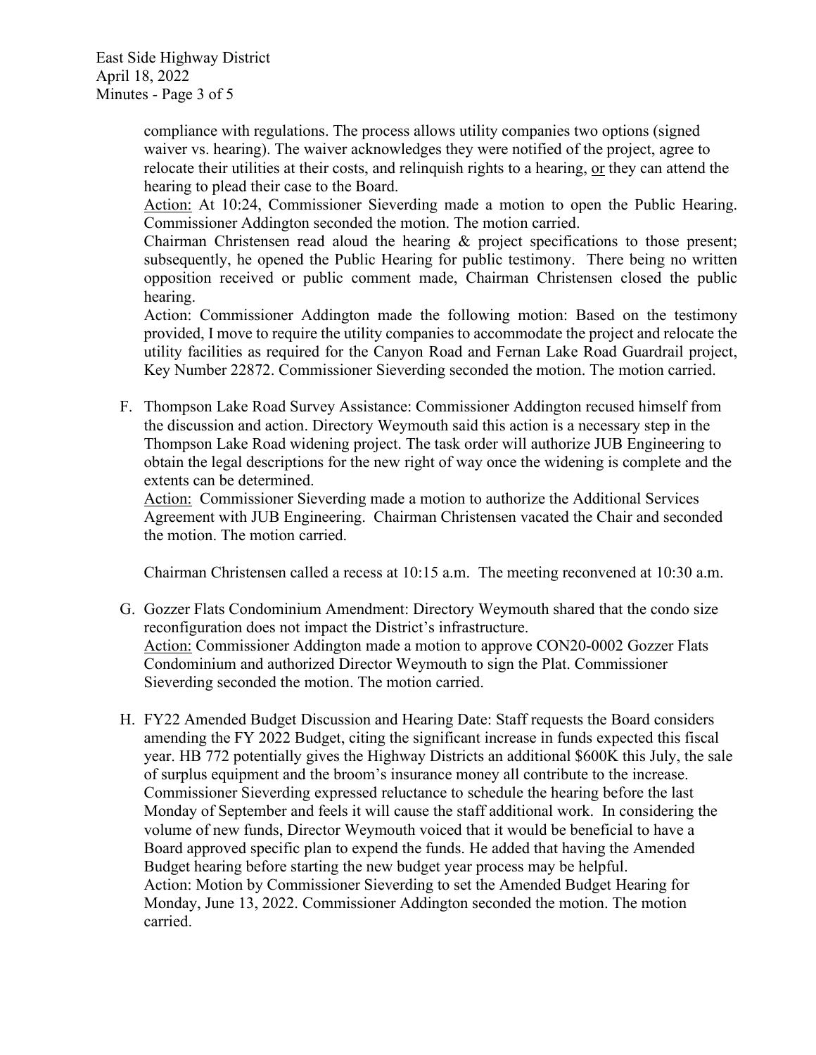compliance with regulations. The process allows utility companies two options (signed waiver vs. hearing). The waiver acknowledges they were notified of the project, agree to relocate their utilities at their costs, and relinquish rights to a hearing, or they can attend the hearing to plead their case to the Board.

Action: At 10:24, Commissioner Sieverding made a motion to open the Public Hearing. Commissioner Addington seconded the motion. The motion carried.

Chairman Christensen read aloud the hearing & project specifications to those present; subsequently, he opened the Public Hearing for public testimony. There being no written opposition received or public comment made, Chairman Christensen closed the public hearing.

Action: Commissioner Addington made the following motion: Based on the testimony provided, I move to require the utility companies to accommodate the project and relocate the utility facilities as required for the Canyon Road and Fernan Lake Road Guardrail project, Key Number 22872. Commissioner Sieverding seconded the motion. The motion carried.

F. Thompson Lake Road Survey Assistance: Commissioner Addington recused himself from the discussion and action. Directory Weymouth said this action is a necessary step in the Thompson Lake Road widening project. The task order will authorize JUB Engineering to obtain the legal descriptions for the new right of way once the widening is complete and the extents can be determined.

   Action: Commissioner Sieverding made a motion to authorize the Additional Services Agreement with JUB Engineering. Chairman Christensen vacated the Chair and seconded the motion. The motion carried.

   Chairman Christensen called a recess at 10:15 a.m. The meeting reconvened at 10:30 a.m.

G. Gozzer Flats Condominium Amendment: Directory Weymouth shared that the condo size reconfiguration does not impact the District's infrastructure.

   Action: Commissioner Addington made a motion to approve CON20-0002 Gozzer Flats Condominium and authorized Director Weymouth to sign the Plat. Commissioner Sieverding seconded the motion. The motion carried.

H. FY22 Amended Budget Discussion and Hearing Date: Staff requests the Board considers amending the FY 2022 Budget, citing the significant increase in funds expected this fiscal year. HB 772 potentially gives the Highway Districts an additional $600K this July, the sale of surplus equipment and the broom's insurance money all contribute to the increase. Commissioner Sieverding expressed reluctance to schedule the hearing before the last Monday of September and feels it will cause the staff additional work. In considering the volume of new funds, Director Weymouth voiced that it would be beneficial to have a Board approved specific plan to expend the funds. He added that having the Amended Budget hearing before starting the new budget year process may be helpful.

   Action: Motion by Commissioner Sieverding to set the Amended Budget Hearing for Monday, June 13, 2022. Commissioner Addington seconded the motion. The motion carried.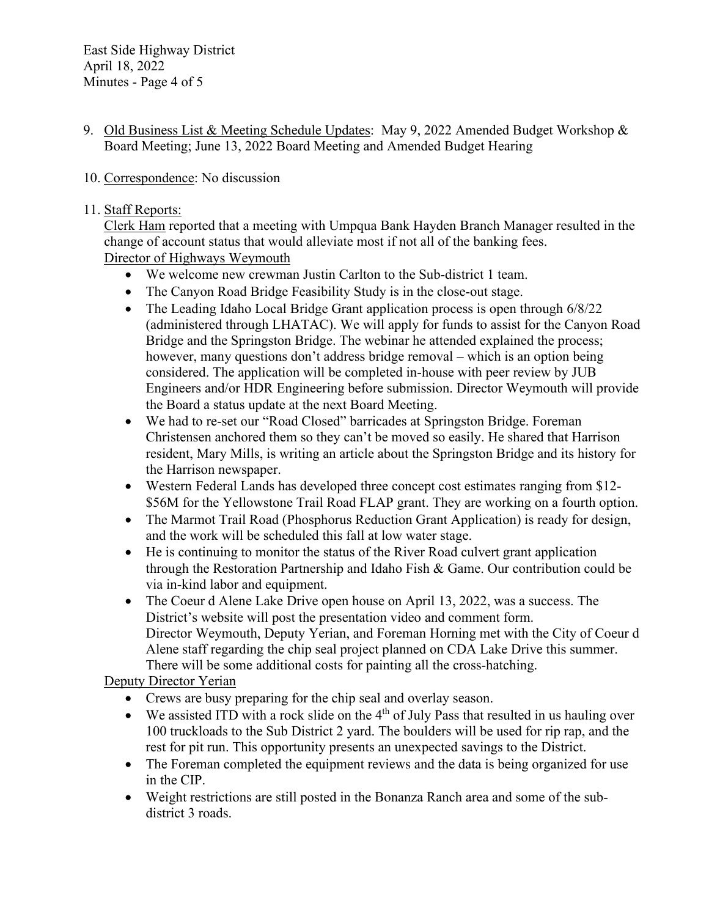9. Old Business List & Meeting Schedule Updates: May 9, 2022 Amended Budget Workshop & Board Meeting; June 13, 2022 Board Meeting and Amended Budget Hearing

10. Correspondence: No discussion

11. Staff Reports:

   Clerk Ham reported that a meeting with Umpqua Bank Hayden Branch Manager resulted in the change of account status that would alleviate most if not all of the banking fees.

   Director of Highways Weymouth

   - We welcome new crewman Justin Carlton to the Sub-district 1 team.
   - The Canyon Road Bridge Feasibility Study is in the close-out stage.
   - The Leading Idaho Local Bridge Grant application process is open through 6/8/22 (administered through LHATAC). We will apply for funds to assist for the Canyon Road Bridge and the Springston Bridge. The webinar he attended explained the process; however, many questions don't address bridge removal – which is an option being considered. The application will be completed in-house with peer review by JUB Engineers and/or HDR Engineering before submission. Director Weymouth will provide the Board a status update at the next Board Meeting.
   - We had to re-set our "Road Closed" barricades at Springston Bridge. Foreman Christensen anchored them so they can't be moved so easily. He shared that Harrison resident, Mary Mills, is writing an article about the Springston Bridge and its history for the Harrison newspaper.
   - Western Federal Lands has developed three concept cost estimates ranging from $12-$56M for the Yellowstone Trail Road FLAP grant. They are working on a fourth option.
   - The Marmot Trail Road (Phosphorus Reduction Grant Application) is ready for design, and the work will be scheduled this fall at low water stage.
   - He is continuing to monitor the status of the River Road culvert grant application through the Restoration Partnership and Idaho Fish & Game. Our contribution could be via in-kind labor and equipment.
   - The Coeur d Alene Lake Drive open house on April 13, 2022, was a success. The District's website will post the presentation video and comment form.
     Director Weymouth, Deputy Yerian, and Foreman Horning met with the City of Coeur d Alene staff regarding the chip seal project planned on CDA Lake Drive this summer. There will be some additional costs for painting all the cross-hatching.

   Deputy Director Yerian

   - Crews are busy preparing for the chip seal and overlay season.
   - We assisted ITD with a rock slide on the 4th of July Pass that resulted in us hauling over 100 truckloads to the Sub District 2 yard. The boulders will be used for rip rap, and the rest for pit run. This opportunity presents an unexpected savings to the District.
   - The Foreman completed the equipment reviews and the data is being organized for use in the CIP.
   - Weight restrictions are still posted in the Bonanza Ranch area and some of the sub-district 3 roads.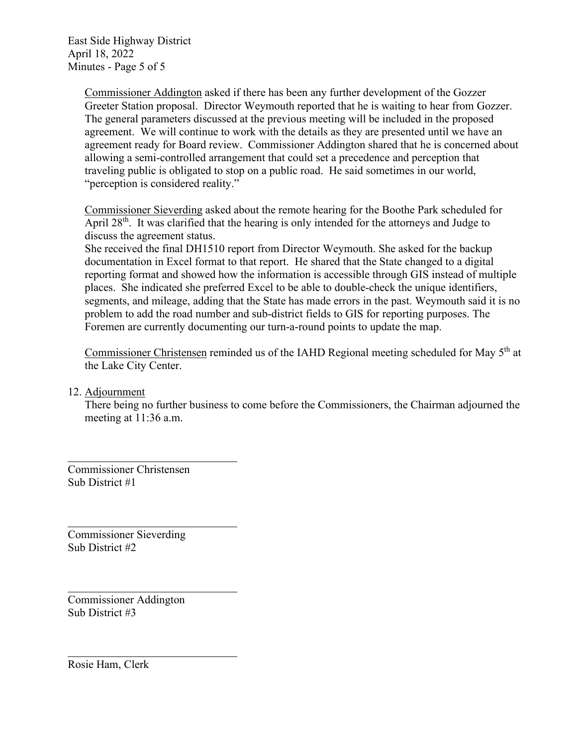Commissioner Addington asked if there has been any further development of the Gozzer Greeter Station proposal. Director Weymouth reported that he is waiting to hear from Gozzer. The general parameters discussed at the previous meeting will be included in the proposed agreement. We will continue to work with the details as they are presented until we have an agreement ready for Board review. Commissioner Addington shared that he is concerned about allowing a semi-controlled arrangement that could set a precedence and perception that traveling public is obligated to stop on a public road. He said sometimes in our world, "perception is considered reality."

Commissioner Sieverding asked about the remote hearing for the Boothe Park scheduled for April 28th. It was clarified that the hearing is only intended for the attorneys and Judge to discuss the agreement status.
She received the final DH1510 report from Director Weymouth. She asked for the backup documentation in Excel format to that report. He shared that the State changed to a digital reporting format and showed how the information is accessible through GIS instead of multiple places. She indicated she preferred Excel to be able to double-check the unique identifiers, segments, and mileage, adding that the State has made errors in the past. Weymouth said it is no problem to add the road number and sub-district fields to GIS for reporting purposes. The Foremen are currently documenting our turn-a-round points to update the map.

Commissioner Christensen reminded us of the IAHD Regional meeting scheduled for May 5th at the Lake City Center.

12. Adjournment

There being no further business to come before the Commissioners, the Chairman adjourned the meeting at 11:36 a.m.

\_\_\_\_\_\_\_\_\_\_\_\_\_\_\_\_\_\_\_\_\_\_\_\_\_\_\_\_\_\_

Commissioner Christensen
Sub District #1

\_\_\_\_\_\_\_\_\_\_\_\_\_\_\_\_\_\_\_\_\_\_\_\_\_\_\_\_\_\_

Commissioner Sieverding
Sub District #2

\_\_\_\_\_\_\_\_\_\_\_\_\_\_\_\_\_\_\_\_\_\_\_\_\_\_\_\_\_\_

Commissioner Addington
Sub District #3

\_\_\_\_\_\_\_\_\_\_\_\_\_\_\_\_\_\_\_\_\_\_\_\_\_\_\_\_\_\_

Rosie Ham, Clerk